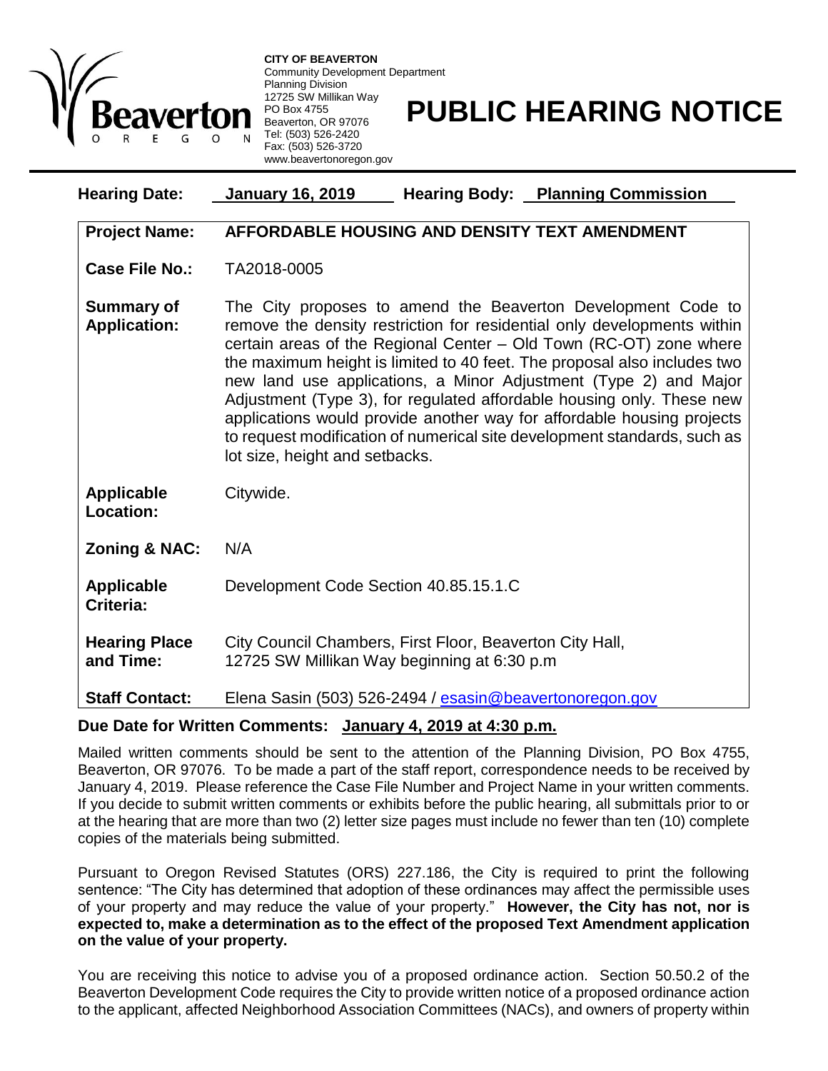**CITY OF BEAVERTON**
Community Development Department
Planning Division
12725 SW Millikan Way
PO Box 4755
Beaverton, OR 97076
Tel: (503) 526-2420
Fax: (503) 526-3720
www.beavertonoregon.gov

# PUBLIC HEARING NOTICE

**Hearing Date:** **January 16, 2019** **Hearing Body:** **Planning Commission**

| | |
|---|---|
| **Project Name:** | **AFFORDABLE HOUSING AND DENSITY TEXT AMENDMENT** |
| **Case File No.:** | TA2018-0005 |
| **Summary of Application:** | The City proposes to amend the Beaverton Development Code to remove the density restriction for residential only developments within certain areas of the Regional Center – Old Town (RC-OT) zone where the maximum height is limited to 40 feet. The proposal also includes two new land use applications, a Minor Adjustment (Type 2) and Major Adjustment (Type 3), for regulated affordable housing only. These new applications would provide another way for affordable housing projects to request modification of numerical site development standards, such as lot size, height and setbacks. |
| **Applicable Location:** | Citywide. |
| **Zoning & NAC:** | N/A |
| **Applicable Criteria:** | Development Code Section 40.85.15.1.C |
| **Hearing Place and Time:** | City Council Chambers, First Floor, Beaverton City Hall, 12725 SW Millikan Way beginning at 6:30 p.m |
| **Staff Contact:** | Elena Sasin (503) 526-2494 / esasin@beavertonoregon.gov |

**Due Date for Written Comments:** **January 4, 2019 at 4:30 p.m.**

Mailed written comments should be sent to the attention of the Planning Division, PO Box 4755, Beaverton, OR 97076. To be made a part of the staff report, correspondence needs to be received by January 4, 2019. Please reference the Case File Number and Project Name in your written comments. If you decide to submit written comments or exhibits before the public hearing, all submittals prior to or at the hearing that are more than two (2) letter size pages must include no fewer than ten (10) complete copies of the materials being submitted.

Pursuant to Oregon Revised Statutes (ORS) 227.186, the City is required to print the following sentence: "The City has determined that adoption of these ordinances may affect the permissible uses of your property and may reduce the value of your property." **However, the City has not, nor is expected to, make a determination as to the effect of the proposed Text Amendment application on the value of your property.**

You are receiving this notice to advise you of a proposed ordinance action. Section 50.50.2 of the Beaverton Development Code requires the City to provide written notice of a proposed ordinance action to the applicant, affected Neighborhood Association Committees (NACs), and owners of property within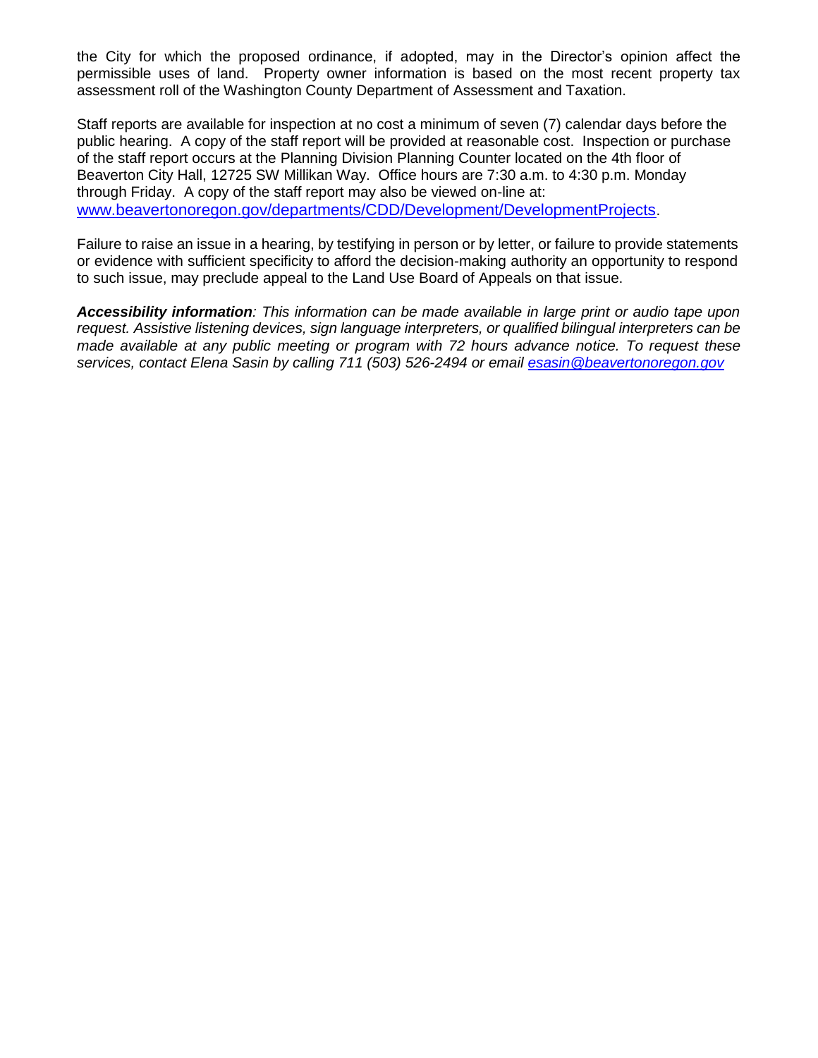the City for which the proposed ordinance, if adopted, may in the Director's opinion affect the permissible uses of land. Property owner information is based on the most recent property tax assessment roll of the Washington County Department of Assessment and Taxation.

Staff reports are available for inspection at no cost a minimum of seven (7) calendar days before the public hearing. A copy of the staff report will be provided at reasonable cost. Inspection or purchase of the staff report occurs at the Planning Division Planning Counter located on the 4th floor of Beaverton City Hall, 12725 SW Millikan Way. Office hours are 7:30 a.m. to 4:30 p.m. Monday through Friday. A copy of the staff report may also be viewed on-line at: www.beavertonoregon.gov/departments/CDD/Development/DevelopmentProjects.

Failure to raise an issue in a hearing, by testifying in person or by letter, or failure to provide statements or evidence with sufficient specificity to afford the decision-making authority an opportunity to respond to such issue, may preclude appeal to the Land Use Board of Appeals on that issue.

***Accessibility information****: This information can be made available in large print or audio tape upon request. Assistive listening devices, sign language interpreters, or qualified bilingual interpreters can be made available at any public meeting or program with 72 hours advance notice. To request these services, contact Elena Sasin by calling 711 (503) 526-2494 or email esasin@beavertonoregon.gov*